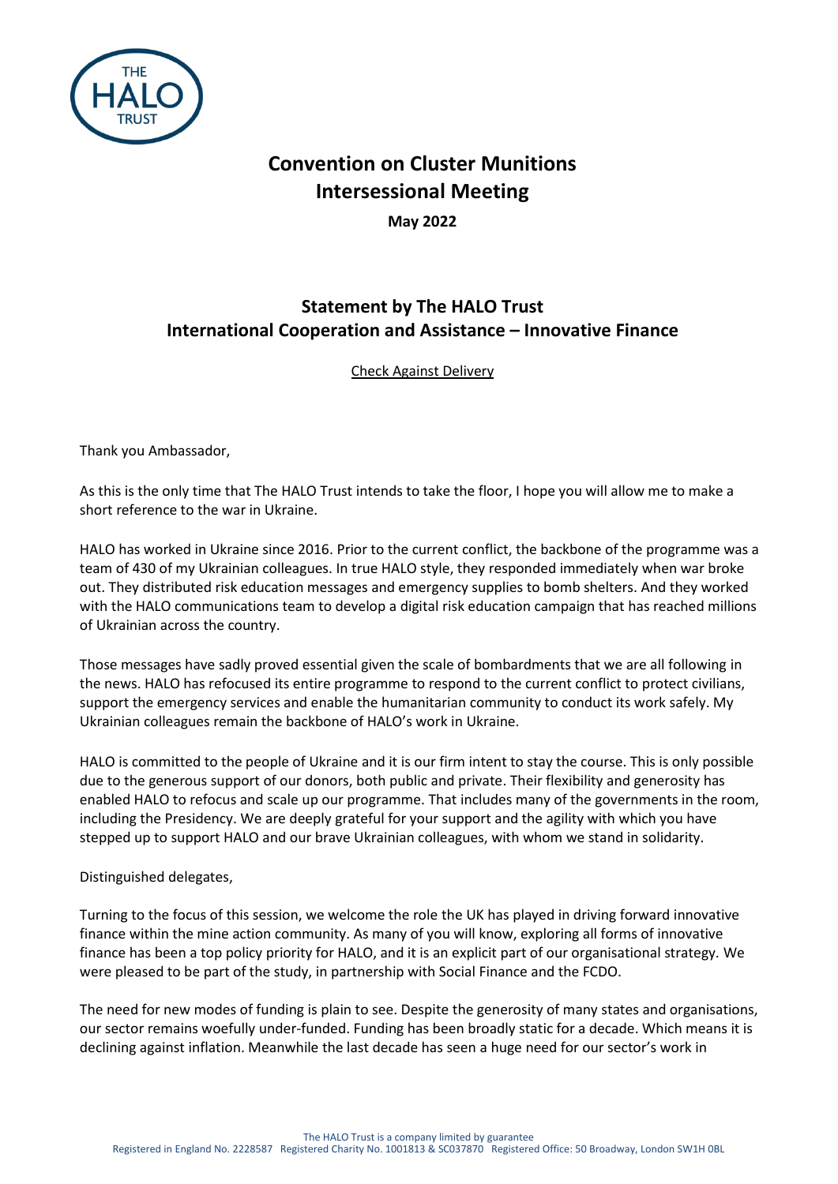THE HALO TRUST

# Convention on Cluster Munitions Intersessional Meeting

**May 2022**

## Statement by The HALO Trust
## International Cooperation and Assistance – Innovative Finance

Check Against Delivery

Thank you Ambassador,

As this is the only time that The HALO Trust intends to take the floor, I hope you will allow me to make a short reference to the war in Ukraine.

HALO has worked in Ukraine since 2016. Prior to the current conflict, the backbone of the programme was a team of 430 of my Ukrainian colleagues. In true HALO style, they responded immediately when war broke out. They distributed risk education messages and emergency supplies to bomb shelters. And they worked with the HALO communications team to develop a digital risk education campaign that has reached millions of Ukrainian across the country.

Those messages have sadly proved essential given the scale of bombardments that we are all following in the news. HALO has refocused its entire programme to respond to the current conflict to protect civilians, support the emergency services and enable the humanitarian community to conduct its work safely. My Ukrainian colleagues remain the backbone of HALO's work in Ukraine.

HALO is committed to the people of Ukraine and it is our firm intent to stay the course. This is only possible due to the generous support of our donors, both public and private. Their flexibility and generosity has enabled HALO to refocus and scale up our programme. That includes many of the governments in the room, including the Presidency. We are deeply grateful for your support and the agility with which you have stepped up to support HALO and our brave Ukrainian colleagues, with whom we stand in solidarity.

Distinguished delegates,

Turning to the focus of this session, we welcome the role the UK has played in driving forward innovative finance within the mine action community. As many of you will know, exploring all forms of innovative finance has been a top policy priority for HALO, and it is an explicit part of our organisational strategy. We were pleased to be part of the study, in partnership with Social Finance and the FCDO.

The need for new modes of funding is plain to see. Despite the generosity of many states and organisations, our sector remains woefully under-funded. Funding has been broadly static for a decade. Which means it is declining against inflation. Meanwhile the last decade has seen a huge need for our sector's work in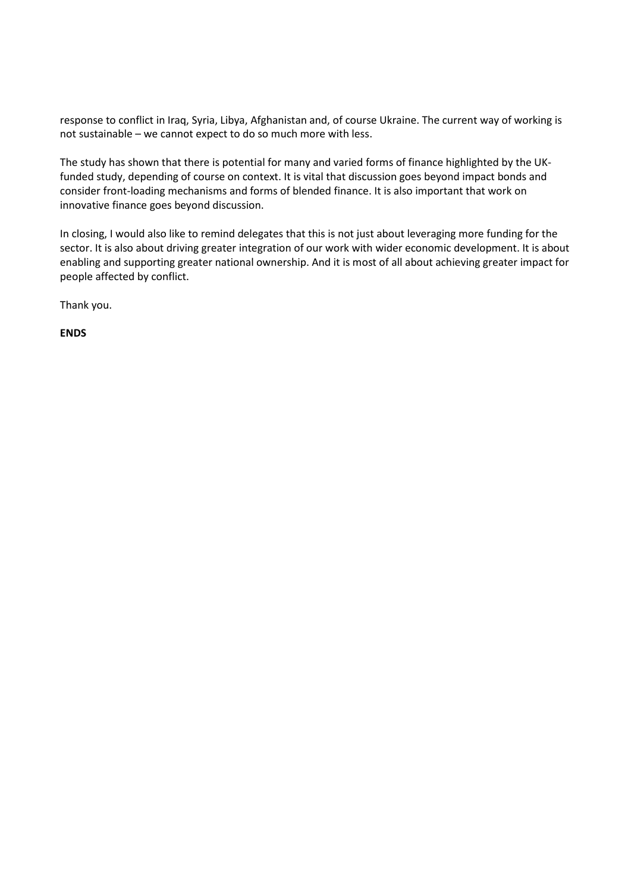response to conflict in Iraq, Syria, Libya, Afghanistan and, of course Ukraine. The current way of working is not sustainable – we cannot expect to do so much more with less.

The study has shown that there is potential for many and varied forms of finance highlighted by the UK-funded study, depending of course on context. It is vital that discussion goes beyond impact bonds and consider front-loading mechanisms and forms of blended finance. It is also important that work on innovative finance goes beyond discussion.

In closing, I would also like to remind delegates that this is not just about leveraging more funding for the sector. It is also about driving greater integration of our work with wider economic development. It is about enabling and supporting greater national ownership. And it is most of all about achieving greater impact for people affected by conflict.

Thank you.

**ENDS**